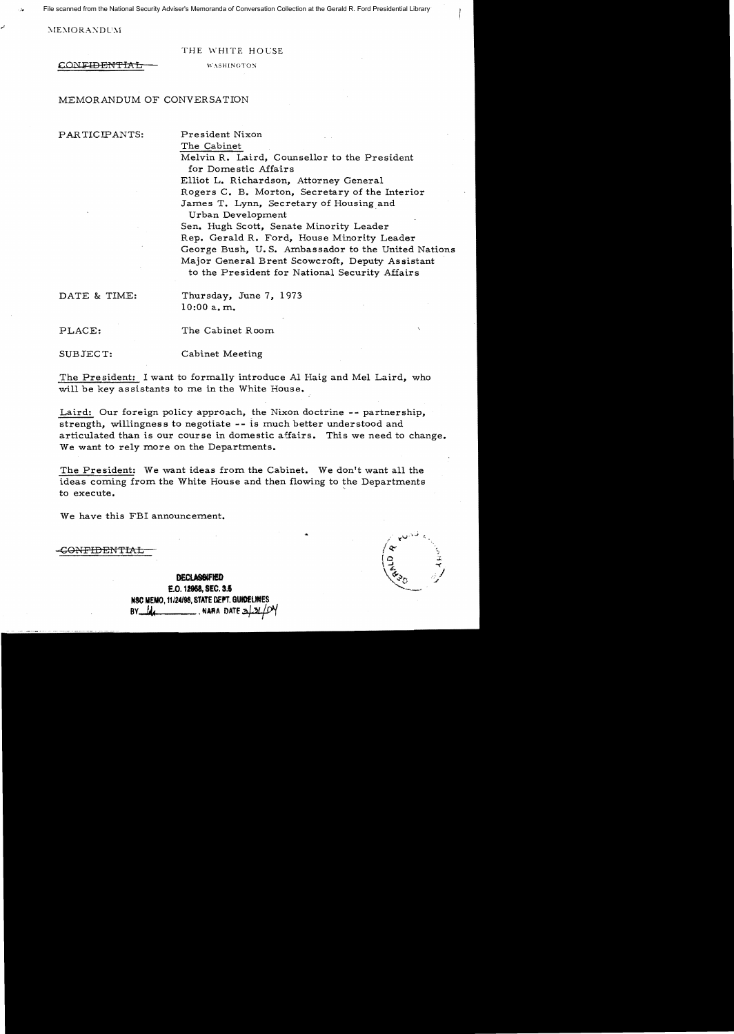File scanned from the National Security Adviser's Memoranda of Conversation Collection at the Gerald R. Ford Presidential Library

MEMORANDUM

THE WHITE HOUSE

~~CONFIDENTIAL~~

WASHINGTON

MEMORANDUM OF CONVERSATION

PARTICIPANTS: President Nixon
The Cabinet
Melvin R. Laird, Counsellor to the President for Domestic Affairs
Elliot L. Richardson, Attorney General
Rogers C. B. Morton, Secretary of the Interior
James T. Lynn, Secretary of Housing and Urban Development
Sen. Hugh Scott, Senate Minority Leader
Rep. Gerald R. Ford, House Minority Leader
George Bush, U.S. Ambassador to the United Nations
Major General Brent Scowcroft, Deputy Assistant to the President for National Security Affairs

DATE & TIME: Thursday, June 7, 1973
10:00 a.m.

PLACE: The Cabinet Room

SUBJECT: Cabinet Meeting

The President: I want to formally introduce Al Haig and Mel Laird, who will be key assistants to me in the White House.

Laird: Our foreign policy approach, the Nixon doctrine -- partnership, strength, willingness to negotiate -- is much better understood and articulated than is our course in domestic affairs. This we need to change. We want to rely more on the Departments.

The President: We want ideas from the Cabinet. We don't want all the ideas coming from the White House and then flowing to the Departments to execute.

We have this FBI announcement.

~~CONFIDENTIAL~~

DECLASSIFIED
E.O. 12958, SEC. 3.5
NSC MEMO, 11/24/98, STATE DEPT. GUIDELINES
BY ___, NARA DATE 3/31/04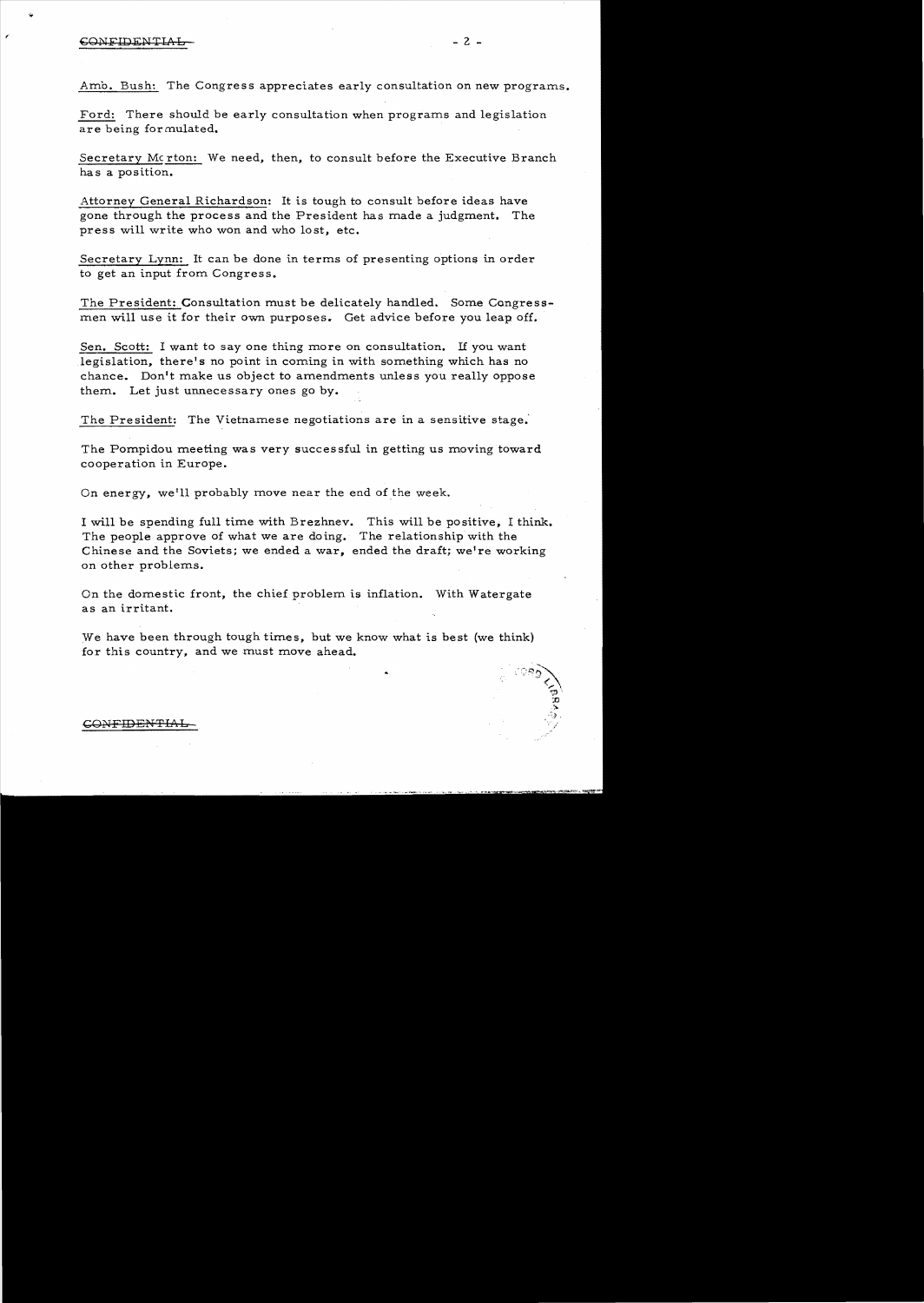Amb. Bush: The Congress appreciates early consultation on new programs.

Ford: There should be early consultation when programs and legislation are being formulated.

Secretary Morton: We need, then, to consult before the Executive Branch has a position.

Attorney General Richardson: It is tough to consult before ideas have gone through the process and the President has made a judgment. The press will write who won and who lost, etc.

Secretary Lynn: It can be done in terms of presenting options in order to get an input from Congress.

The President: Consultation must be delicately handled. Some Congressmen will use it for their own purposes. Get advice before you leap off.

Sen. Scott: I want to say one thing more on consultation. If you want legislation, there's no point in coming in with something which has no chance. Don't make us object to amendments unless you really oppose them. Let just unnecessary ones go by.

The President: The Vietnamese negotiations are in a sensitive stage.

The Pompidou meeting was very successful in getting us moving toward cooperation in Europe.

On energy, we'll probably move near the end of the week.

I will be spending full time with Brezhnev. This will be positive, I think. The people approve of what we are doing. The relationship with the Chinese and the Soviets; we ended a war, ended the draft; we're working on other problems.

On the domestic front, the chief problem is inflation. With Watergate as an irritant.

We have been through tough times, but we know what is best (we think) for this country, and we must move ahead.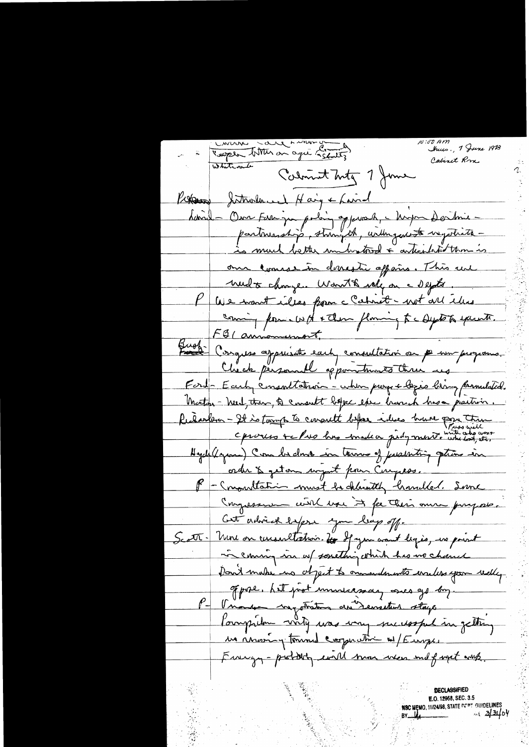Carter Cabinet Meeting
Cooper letter on agri (Schultz)
Whitewater

10:00 AM
Thurs., 7 June 1973
Cabinet Rm

Cabinet Mtg 7 June

President - Introduced Haig & Laird

Laird - Our Foreign policy approach, - Nixon Doctrine - partnership, strength, willingness to negotiate - is much better understood & articulated than is our course in domestic affairs. This we need to change. Won't be only on the Depts.

P - We want ideas from the Cabinet - not all ideas coming from WH & then flowing to the Depts to execute.

FBI announcement.

Bush - Congress appreciates early consultation on new programs. Check personnel appointments there as well.

Ford - Early consultation - when programs & legis being formulated.

Morton - Need, then, to consult before exec branch has a position.

Richardson - It is tough to consult before ideas have gone thru the process & the Pres has made a judgment. (Press will write who lost, etc.)

Hyde(gone) Can be done in terms of presenting options in order to get our input from Congress.

P - Consultation must be delicately handled. Some Congressmen will use it for their own purposes. Get advice before you leap off.

Scott - More on consultation. If you want legis, no point in coming in w/ something which has no chance. Don't make us object to amendments unless you really oppose. Let just unnecessary ones go by.

P - Vranken negotiations are sensitive stage. Pompidou mtg was very successful in getting us moving toward cooperation w/Europe.

Energy - probably will move near end of next wk.

DECLASSIFIED
E.O. 12958, SEC. 3.5
NSC MEMO, 11/24/98, STATE DEPT GUIDELINES
BY ___ 2/31/04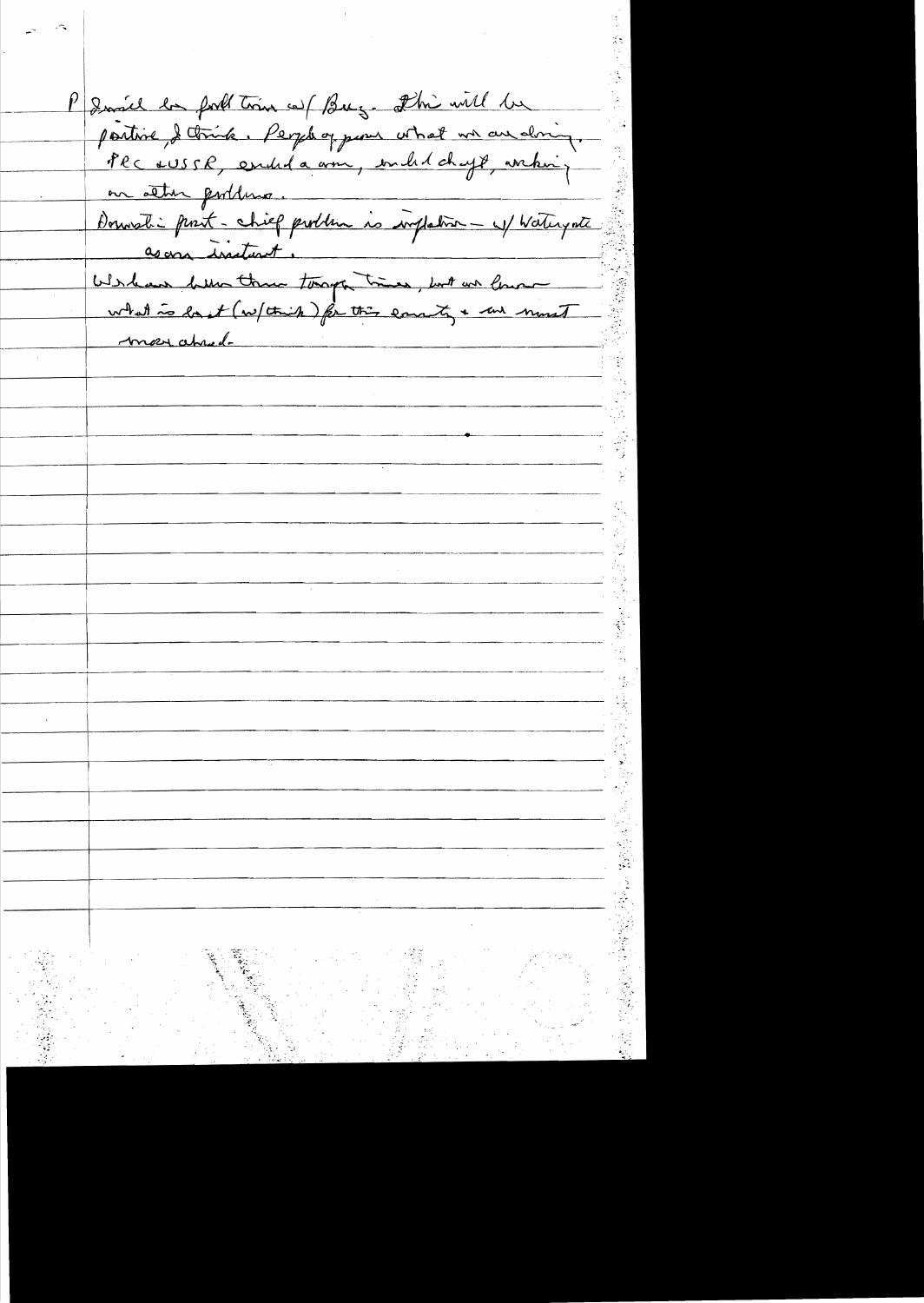P Israel la fall time w/ Brez. This will be positive, I think. Perhaps of powers what we are doing. PRC & USSR, ended a war, ended draft, working on other problems.

Domestic front - chief problem is inflation — w/ Watergate as an irritant.

We have been thru tough times, but we know what is best (w/think) for this country & we must move ahead.